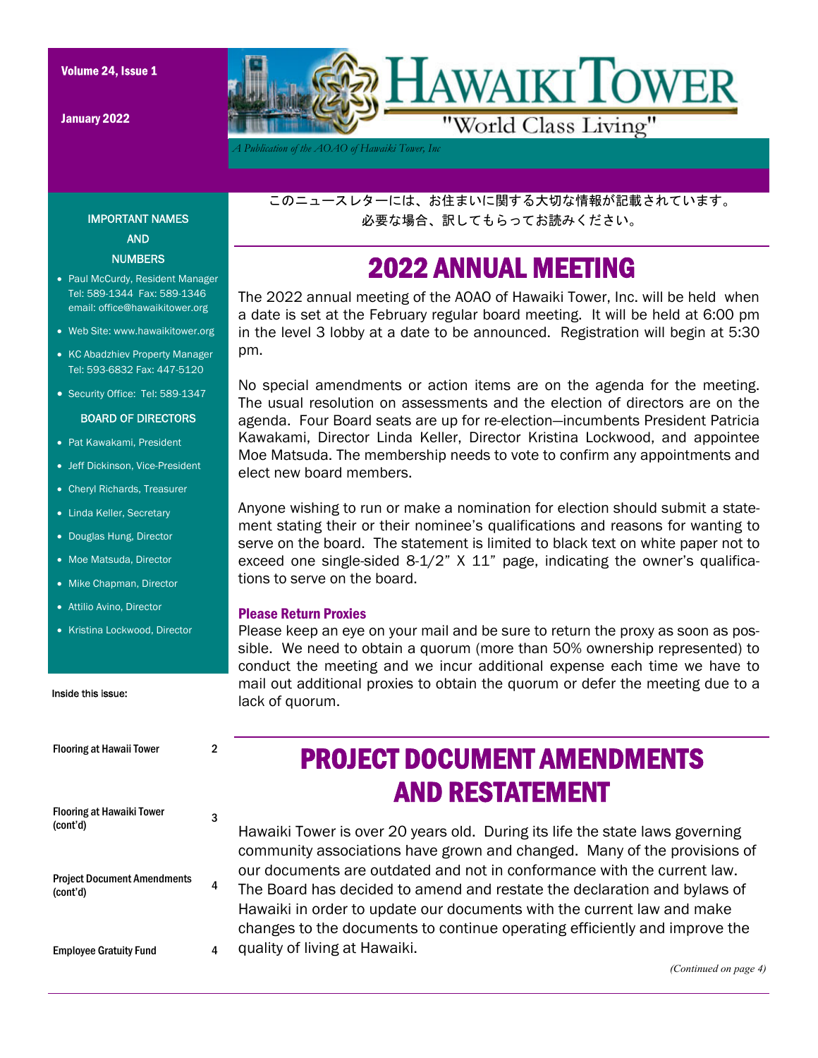Volume 24, Issue 1

January 2022

# HAWAIKI TOWER

"World Class Living"

*A Publication of the AOAO of Hawaiki Tower, Inc*

このニュースレターには、お住まいに関する大切な情報が記載されています。
必要な場合、訳してもらってお読みください。

## 2022 ANNUAL MEETING

The 2022 annual meeting of the AOAO of Hawaiki Tower, Inc. will be held when a date is set at the February regular board meeting. It will be held at 6:00 pm in the level 3 lobby at a date to be announced. Registration will begin at 5:30 pm.

No special amendments or action items are on the agenda for the meeting. The usual resolution on assessments and the election of directors are on the agenda. Four Board seats are up for re-election—incumbents President Patricia Kawakami, Director Linda Keller, Director Kristina Lockwood, and appointee Moe Matsuda. The membership needs to vote to confirm any appointments and elect new board members.

Anyone wishing to run or make a nomination for election should submit a statement stating their or their nominee's qualifications and reasons for wanting to serve on the board. The statement is limited to black text on white paper not to exceed one single-sided 8-1/2" X 11" page, indicating the owner's qualifications to serve on the board.

### Please Return Proxies

Please keep an eye on your mail and be sure to return the proxy as soon as possible. We need to obtain a quorum (more than 50% ownership represented) to conduct the meeting and we incur additional expense each time we have to mail out additional proxies to obtain the quorum or defer the meeting due to a lack of quorum.

## PROJECT DOCUMENT AMENDMENTS AND RESTATEMENT

Hawaiki Tower is over 20 years old. During its life the state laws governing community associations have grown and changed. Many of the provisions of our documents are outdated and not in conformance with the current law. The Board has decided to amend and restate the declaration and bylaws of Hawaiki in order to update our documents with the current law and make changes to the documents to continue operating efficiently and improve the quality of living at Hawaiki.

*(Continued on page 4)*

### IMPORTANT NAMES AND NUMBERS

- Paul McCurdy, Resident Manager Tel: 589-1344 Fax: 589-1346 email: office@hawaikitower.org
- Web Site: www.hawaikitower.org
- KC Abadzhiev Property Manager Tel: 593-6832 Fax: 447-5120
- Security Office: Tel: 589-1347

### BOARD OF DIRECTORS

- Pat Kawakami, President
- Jeff Dickinson, Vice-President
- Cheryl Richards, Treasurer
- Linda Keller, Secretary
- Douglas Hung, Director
- Moe Matsuda, Director
- Mike Chapman, Director
- Attilio Avino, Director
- Kristina Lockwood, Director

### Inside this issue:

| | |
|---|---|
| Flooring at Hawaii Tower | 2 |
| Flooring at Hawaiki Tower (cont'd) | 3 |
| Project Document Amendments (cont'd) | 4 |
| Employee Gratuity Fund | 4 |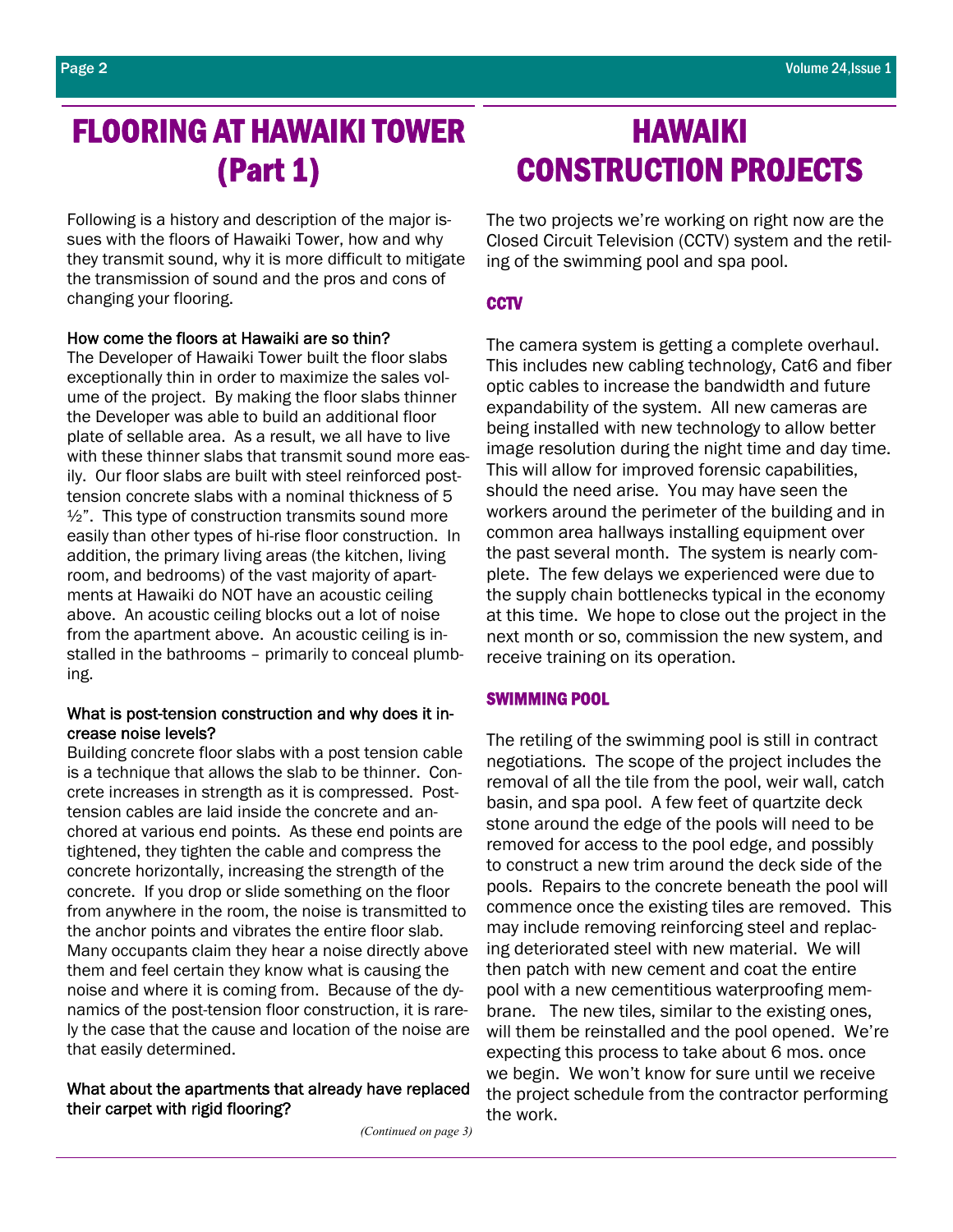# FLOORING AT HAWAIKI TOWER (Part 1)

Following is a history and description of the major issues with the floors of Hawaiki Tower, how and why they transmit sound, why it is more difficult to mitigate the transmission of sound and the pros and cons of changing your flooring.

**How come the floors at Hawaiki are so thin?**

The Developer of Hawaiki Tower built the floor slabs exceptionally thin in order to maximize the sales volume of the project. By making the floor slabs thinner the Developer was able to build an additional floor plate of sellable area. As a result, we all have to live with these thinner slabs that transmit sound more easily. Our floor slabs are built with steel reinforced post-tension concrete slabs with a nominal thickness of 5 ½". This type of construction transmits sound more easily than other types of hi-rise floor construction. In addition, the primary living areas (the kitchen, living room, and bedrooms) of the vast majority of apartments at Hawaiki do NOT have an acoustic ceiling above. An acoustic ceiling blocks out a lot of noise from the apartment above. An acoustic ceiling is installed in the bathrooms – primarily to conceal plumbing.

**What is post-tension construction and why does it increase noise levels?**

Building concrete floor slabs with a post tension cable is a technique that allows the slab to be thinner. Concrete increases in strength as it is compressed. Post-tension cables are laid inside the concrete and anchored at various end points. As these end points are tightened, they tighten the cable and compress the concrete horizontally, increasing the strength of the concrete. If you drop or slide something on the floor from anywhere in the room, the noise is transmitted to the anchor points and vibrates the entire floor slab. Many occupants claim they hear a noise directly above them and feel certain they know what is causing the noise and where it is coming from. Because of the dynamics of the post-tension floor construction, it is rarely the case that the cause and location of the noise are that easily determined.

**What about the apartments that already have replaced their carpet with rigid flooring?**

*(Continued on page 3)*

# HAWAIKI CONSTRUCTION PROJECTS

The two projects we're working on right now are the Closed Circuit Television (CCTV) system and the retiling of the swimming pool and spa pool.

## CCTV

The camera system is getting a complete overhaul. This includes new cabling technology, Cat6 and fiber optic cables to increase the bandwidth and future expandability of the system. All new cameras are being installed with new technology to allow better image resolution during the night time and day time. This will allow for improved forensic capabilities, should the need arise. You may have seen the workers around the perimeter of the building and in common area hallways installing equipment over the past several month. The system is nearly complete. The few delays we experienced were due to the supply chain bottlenecks typical in the economy at this time. We hope to close out the project in the next month or so, commission the new system, and receive training on its operation.

## SWIMMING POOL

The retiling of the swimming pool is still in contract negotiations. The scope of the project includes the removal of all the tile from the pool, weir wall, catch basin, and spa pool. A few feet of quartzite deck stone around the edge of the pools will need to be removed for access to the pool edge, and possibly to construct a new trim around the deck side of the pools. Repairs to the concrete beneath the pool will commence once the existing tiles are removed. This may include removing reinforcing steel and replacing deteriorated steel with new material. We will then patch with new cement and coat the entire pool with a new cementitious waterproofing membrane. The new tiles, similar to the existing ones, will them be reinstalled and the pool opened. We're expecting this process to take about 6 mos. once we begin. We won't know for sure until we receive the project schedule from the contractor performing the work.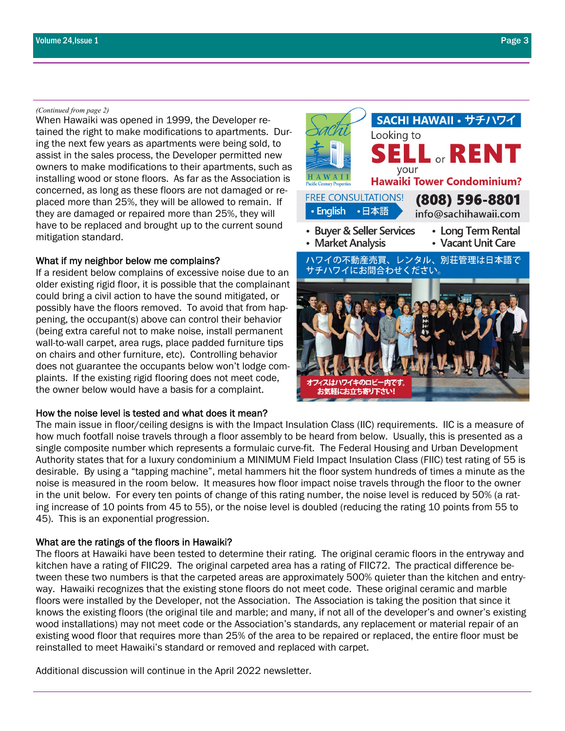*(Continued from page 2)*

When Hawaiki was opened in 1999, the Developer retained the right to make modifications to apartments. During the next few years as apartments were being sold, to assist in the sales process, the Developer permitted new owners to make modifications to their apartments, such as installing wood or stone floors. As far as the Association is concerned, as long as these floors are not damaged or replaced more than 25%, they will be allowed to remain. If they are damaged or repaired more than 25%, they will have to be replaced and brought up to the current sound mitigation standard.

### What if my neighbor below me complains?

If a resident below complains of excessive noise due to an older existing rigid floor, it is possible that the complainant could bring a civil action to have the sound mitigated, or possibly have the floors removed. To avoid that from happening, the occupant(s) above can control their behavior (being extra careful not to make noise, install permanent wall-to-wall carpet, area rugs, place padded furniture tips on chairs and other furniture, etc). Controlling behavior does not guarantee the occupants below won't lodge complaints. If the existing rigid flooring does not meet code, the owner below would have a basis for a complaint.

**SACHI HAWAII • サチハワイ**

Looking to **SELL** or **RENT** your **Hawaiki Tower Condominium?**

FREE CONSULTATIONS! • English • 日本語

**(808) 596-8801**
info@sachihawaii.com

- Buyer & Seller Services
- Market Analysis
- Long Term Rental
- Vacant Unit Care

ハワイの不動産売買、レンタル、別荘管理は日本語でサチハワイにお問合わせください。

オフィスはハワイキのロビー内です。お気軽にお立ち寄り下さい!

### How the noise level is tested and what does it mean?

The main issue in floor/ceiling designs is with the Impact Insulation Class (IIC) requirements. IIC is a measure of how much footfall noise travels through a floor assembly to be heard from below. Usually, this is presented as a single composite number which represents a formulaic curve-fit. The Federal Housing and Urban Development Authority states that for a luxury condominium a MINIMUM Field Impact Insulation Class (FIIC) test rating of 55 is desirable. By using a "tapping machine", metal hammers hit the floor system hundreds of times a minute as the noise is measured in the room below. It measures how floor impact noise travels through the floor to the owner in the unit below. For every ten points of change of this rating number, the noise level is reduced by 50% (a rating increase of 10 points from 45 to 55), or the noise level is doubled (reducing the rating 10 points from 55 to 45). This is an exponential progression.

### What are the ratings of the floors in Hawaiki?

The floors at Hawaiki have been tested to determine their rating. The original ceramic floors in the entryway and kitchen have a rating of FIIC29. The original carpeted area has a rating of FIIC72. The practical difference between these two numbers is that the carpeted areas are approximately 500% quieter than the kitchen and entryway. Hawaiki recognizes that the existing stone floors do not meet code. These original ceramic and marble floors were installed by the Developer, not the Association. The Association is taking the position that since it knows the existing floors (the original tile and marble; and many, if not all of the developer's and owner's existing wood installations) may not meet code or the Association's standards, any replacement or material repair of an existing wood floor that requires more than 25% of the area to be repaired or replaced, the entire floor must be reinstalled to meet Hawaiki's standard or removed and replaced with carpet.

Additional discussion will continue in the April 2022 newsletter.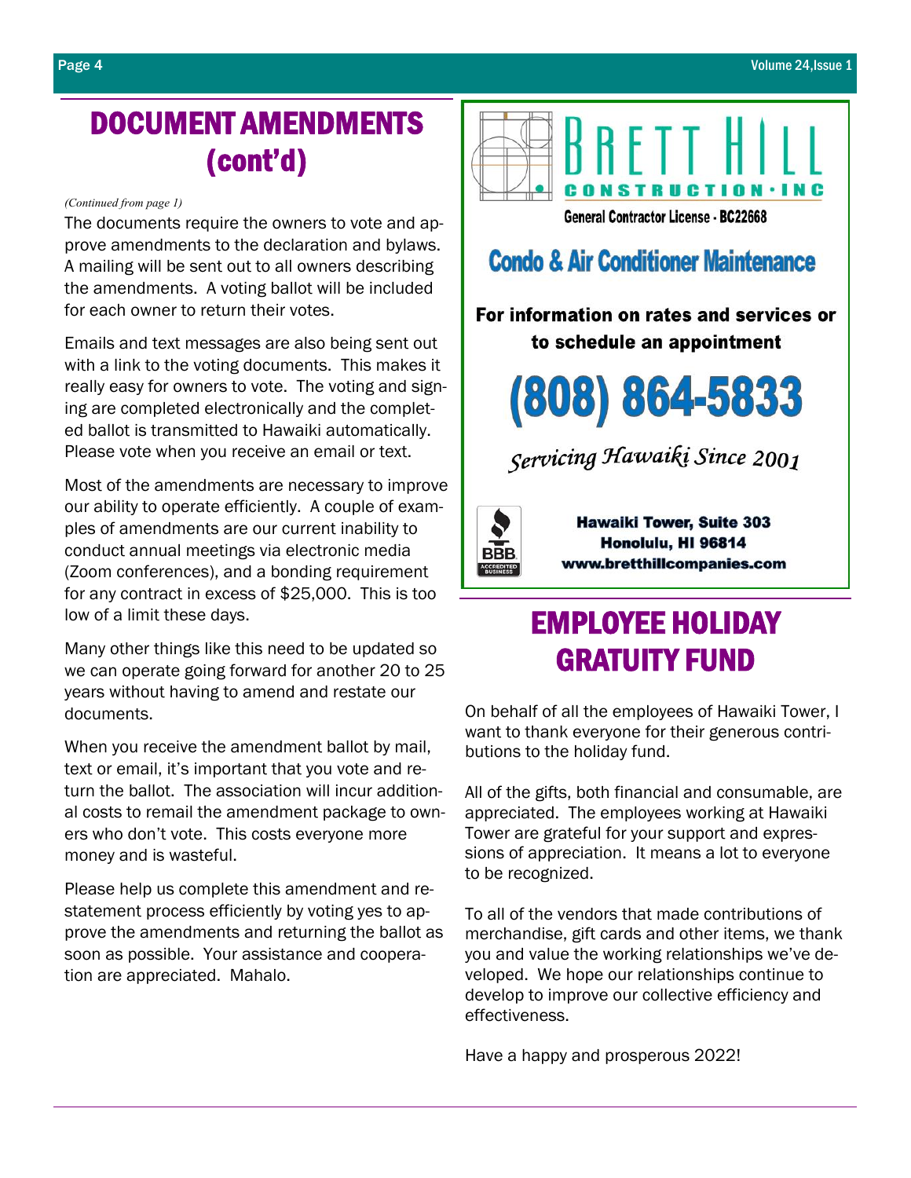## DOCUMENT AMENDMENTS (cont'd)

*(Continued from page 1)*

The documents require the owners to vote and approve amendments to the declaration and bylaws. A mailing will be sent out to all owners describing the amendments. A voting ballot will be included for each owner to return their votes.

Emails and text messages are also being sent out with a link to the voting documents. This makes it really easy for owners to vote. The voting and signing are completed electronically and the completed ballot is transmitted to Hawaiki automatically. Please vote when you receive an email or text.

Most of the amendments are necessary to improve our ability to operate efficiently. A couple of examples of amendments are our current inability to conduct annual meetings via electronic media (Zoom conferences), and a bonding requirement for any contract in excess of $25,000. This is too low of a limit these days.

Many other things like this need to be updated so we can operate going forward for another 20 to 25 years without having to amend and restate our documents.

When you receive the amendment ballot by mail, text or email, it's important that you vote and return the ballot. The association will incur additional costs to remail the amendment package to owners who don't vote. This costs everyone more money and is wasteful.

Please help us complete this amendment and restatement process efficiently by voting yes to approve the amendments and returning the ballot as soon as possible. Your assistance and cooperation are appreciated. Mahalo.

BRETT HILL CONSTRUCTION · INC

General Contractor License - BC22668

**Condo & Air Conditioner Maintenance**

**For information on rates and services or to schedule an appointment**

**(808) 864-5833**

*Servicing Hawaiki Since 2001*

BBB ACCREDITED BUSINESS

**Hawaiki Tower, Suite 303**
**Honolulu, HI 96814**
**www.bretthillcompanies.com**

## EMPLOYEE HOLIDAY GRATUITY FUND

On behalf of all the employees of Hawaiki Tower, I want to thank everyone for their generous contributions to the holiday fund.

All of the gifts, both financial and consumable, are appreciated. The employees working at Hawaiki Tower are grateful for your support and expressions of appreciation. It means a lot to everyone to be recognized.

To all of the vendors that made contributions of merchandise, gift cards and other items, we thank you and value the working relationships we've developed. We hope our relationships continue to develop to improve our collective efficiency and effectiveness.

Have a happy and prosperous 2022!